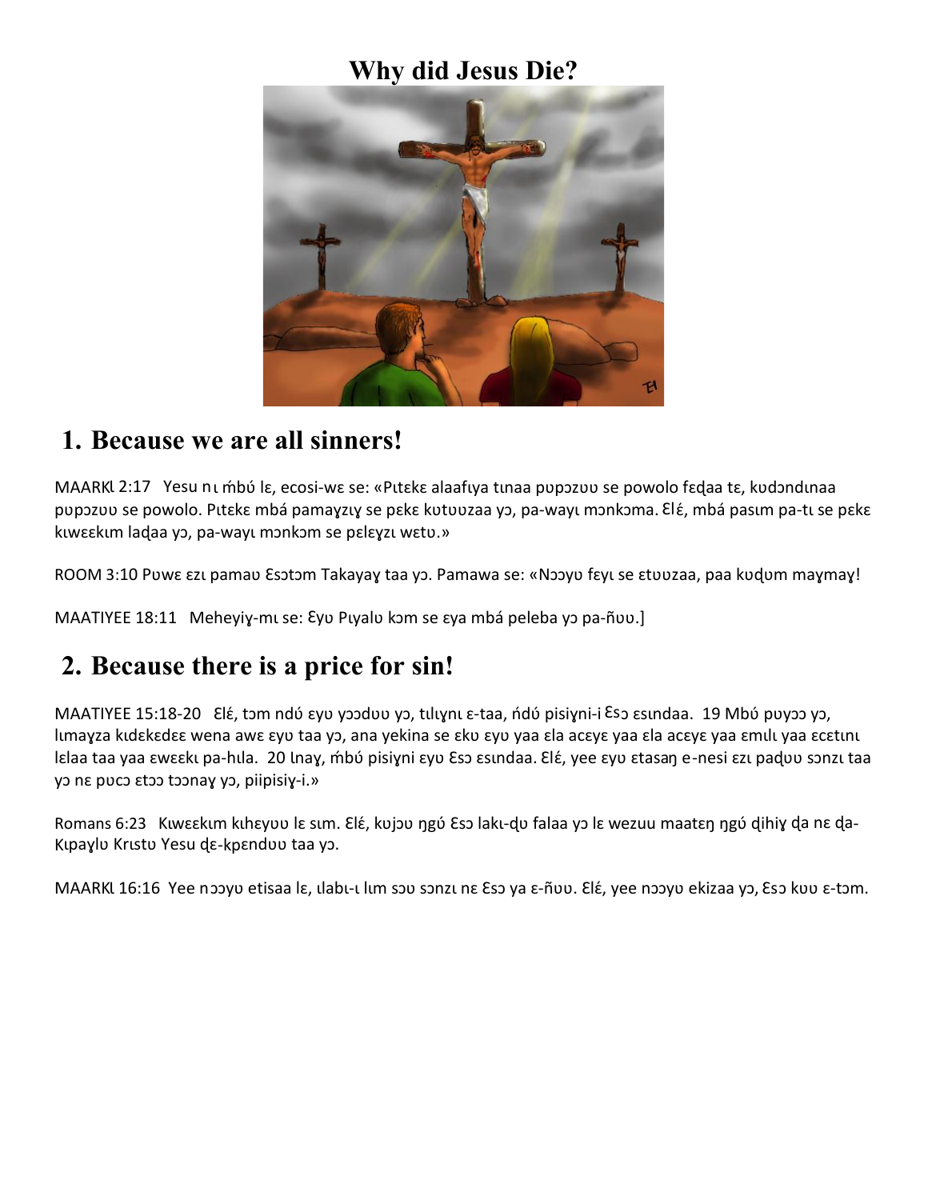# Why did Jesus Die?

## 1. Because we are all sinners!

MAARKƖ 2:17 Yesu nι ḿbú lɛ, ecosi-wɛ se: «Pιtɛkɛ alaafιya tιnaa pʋpɔzʋʋ se powolo fɛɖaa tɛ, kʋdɔndιnaa pʋpɔzʋʋ se powolo. Pιtɛkɛ mbá pamaɣzιɣ se pɛkɛ kʋtʋʋzaa yɔ, pa-wayι mɔnkɔma. Ɛlɛ́, mbá pasιm pa-tι se pɛkɛ kιwɛɛkιm laɖaa yɔ, pa-wayι mɔnkɔm se pɛlɛɣzι wɛtʋ.»

ROOM 3:10 Pʋwɛ ɛzι pamaʋ Ɛsɔtɔm Takayaɣ taa yɔ. Pamawa se: «Nɔɔyʋ fɛyι se ɛtʋʋzaa, paa kʋɖʋm maɣmaɣ!

MAATIYEE 18:11 Meheyiɣ-mι se: Ɛyʋ Pιyalʋ kɔm se ɛya mbá peleba yɔ pa-ñʋʋ.]

## 2. Because there is a price for sin!

MAATIYEE 15:18-20 Ɛlɛ́, tɔm ndú ɛyʋ yɔɔdʋʋ yɔ, tιlιɣnι ɛ-taa, ńdú pisiɣni-i Ɛsɔ ɛsιndaa. 19 Mbú pʋyɔɔ yɔ, lιmaɣza kιdɛkɛdɛɛ wena awɛ ɛyʋ taa yɔ, ana yekina se ɛkʋ ɛyʋ yaa ɛla acɛyɛ yaa ɛla acɛyɛ yaa ɛmιlι yaa ɛcɛtιnι lɛlaa taa yaa ɛwɛɛkι pa-hιla. 20 Ɩnaɣ, ḿbú pisiɣni ɛyʋ Ɛsɔ ɛsιndaa. Ɛlɛ́, yee ɛyʋ ɛtasaŋ e-nesi ɛzι paɖʋʋ sɔnzι taa yɔ nɛ pʋcɔ ɛtɔɔ tɔɔnaɣ yɔ, piipisiɣ-i.»

Romans 6:23 Kιwɛɛkιm kιheyʋʋ lɛ sιm. Ɛlɛ́, kʋjɔʋ ŋgú Ɛsɔ lakι-ɖʋ falaa yɔ lɛ wezuu maatɛŋ ŋgú ɖihiɣ ɖa nɛ ɖa-Kιpaɣlʋ Krιstʋ Yesu ɖɛ-kpɛndʋʋ taa yɔ.

MAARKƖ 16:16 Yee nɔɔyʋ etisaa lɛ, ιlabι-ι lιm sɔʋ sɔnzι nɛ Ɛsɔ ya ɛ-ñʋʋ. Ɛlɛ́, yee nɔɔyʋ ekizaa yɔ, Ɛsɔ kʋʋ ɛ-tɔm.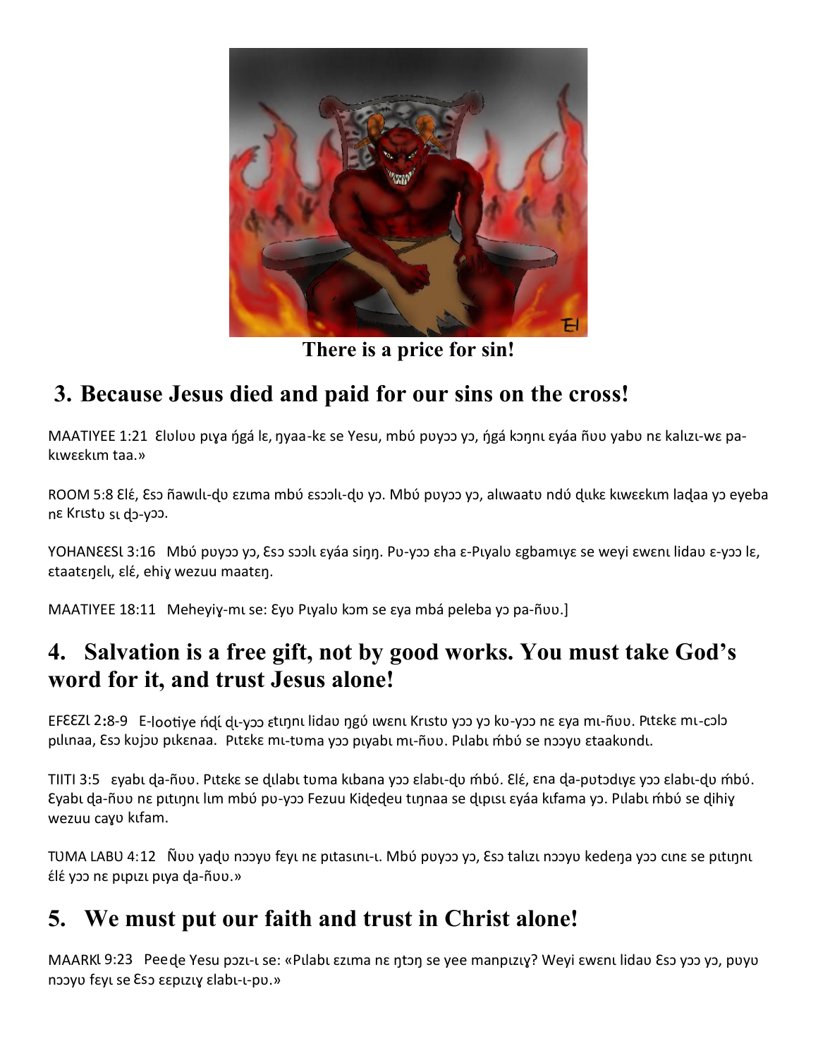There is a price for sin!

## 3. Because Jesus died and paid for our sins on the cross!

MAATIYEE 1:21 Ɛlʋlʋʋ pɩɣa ńgá lɛ, ŋyaa-kɛ se Yesu, mbú pʋyɔɔ yɔ, ńgá kɔŋnɩ ɛyáa ñʋʋ yabʋ nɛ kalɩzɩ-wɛ pa-kɩwɛɛkɩm taa.»

ROOM 5:8 Ɛlɛ́, Ɛsɔ ñawɩlɩ-ɖʋ ɛzɩma mbú ɛsɔɔlɩ-ɖʋ yɔ. Mbú pʋyɔɔ yɔ, alɩwaatʋ ndú ɖɩɩkɛ kɩwɛɛkɩm laɖaa yɔ eyeba nɛ Krɩstʋ sɩ ɖɔ-yɔɔ.

YOHANƐƐSƖ 3:16 Mbú pʋyɔɔ yɔ, Ɛsɔ sɔɔlɩ ɛyáa siŋŋ. Pʋ-yɔɔ ɛha ɛ-Pɩyalʋ ɛgbamɩyɛ se weyi ɛwɛnɩ lidaʋ ɛ-yɔɔ lɛ, ɛtaatɛŋɛlɩ, ɛlɛ́, ehiɣ wezuu maatɛŋ.

MAATIYEE 18:11 Meheyiɣ-mɩ se: Ɛyʋ Pɩyalʋ kɔm se ɛya mbá peleba yɔ pa-ñʋʋ.]

## 4. Salvation is a free gift, not by good works. You must take God's word for it, and trust Jesus alone!

EFƐƐZƖ 2:8-9 E-lootiye ńɖí ɖɩ-yɔɔ ɛtɩŋnɩ lidaʋ ŋgú ɩwɛnɩ Krɩstʋ yɔɔ yɔ kʋ-yɔɔ nɛ ɛya mɩ-ñʋʋ. Pɩtɛkɛ mɩ-cɔlɔ pɩlɩnaa, Ɛsɔ kʋjɔʋ pɩkɛnaa. Pɩtɛkɛ mɩ-tʋma yɔɔ pɩyabɩ mɩ-ñʋʋ. Pɩlabɩ ḿbú se nɔɔyʋ ɛtaakʋndɩ.

TIITI 3:5 ɛyabɩ ɖa-ñʋʋ. Pɩtɛkɛ se ɖɩlabɩ tʋma kɩbana yɔɔ ɛlabɩ-ɖʋ ḿbú. Ɛlɛ́, ɛna ɖa-pʋtɔdɩyɛ yɔɔ ɛlabɩ-ɖʋ ḿbú. Ɛyabɩ ɖa-ñʋʋ nɛ pɩtɩŋnɩ lɩm mbú pʋ-yɔɔ Fezuu Kiɖeɖeu tɩŋnaa se ɖɩpɩsɩ ɛyáa kɩfama yɔ. Pɩlabɩ ḿbú se ɖihiɣ wezuu cayʋ kɩfam.

TƲMA LABƲ 4:12 Ñʋʋ yaɖʋ nɔɔyʋ fɛyɩ nɛ pɩtasɩnɩ-ɩ. Mbú pʋyɔɔ yɔ, Ɛsɔ talɩzɩ nɔɔyʋ kedeŋa yɔɔ cɩnɛ se pɩtɩŋnɩ ɛ́lɛ́ yɔɔ nɛ pɩpɩzɩ pɩya ɖa-ñʋʋ.»

## 5. We must put our faith and trust in Christ alone!

MAARKƖ 9:23 Peeɖe Yesu pɔzɩ-ɩ se: «Pɩlabɩ ɛzɩma nɛ ŋtɔŋ se yee manpɩzɩɣ? Weyi ɛwɛnɩ lidaʋ Ɛsɔ yɔɔ yɔ, pʋyʋ nɔɔyʋ fɛyɩ se Ɛsɔ ɛɛpɩzɩɣ ɛlabɩ-ɩ-pʋ.»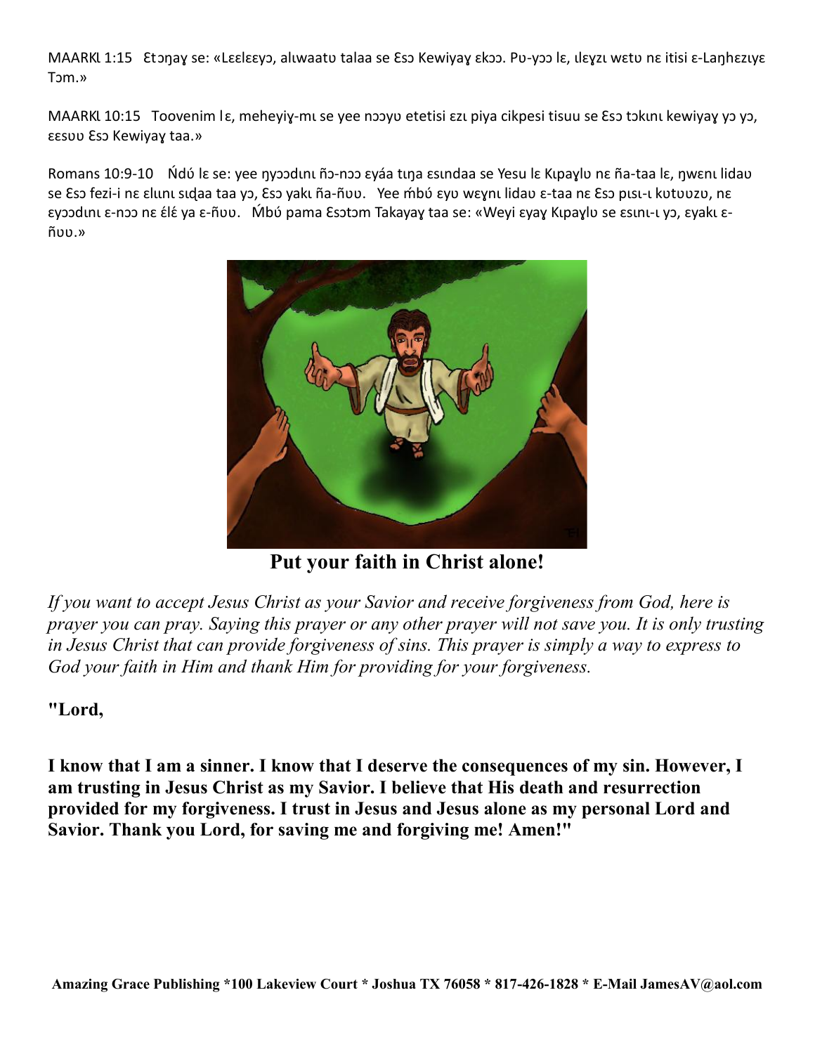MAARKꞶ 1:15 Ɛtɔŋaɣ se: «Lɛɛlɛɛyɔ, alɩwaatʋ talaa se Ɛsɔ Kewiyaɣ ɛkɔɔ. Pʋ-yɔɔ lɛ, ɩlɛɣzɩ wɛtʋ nɛ itisi ɛ-Laŋhɛzɩyɛ Tɔm.»

MAARKꞶ 10:15 Toovenim lɛ, meheyiɣ-mɩ se yee nɔɔyʋ etetisi ɛzɩ piya cikpesi tisuu se Ɛsɔ tɔkɩnɩ kewiyaɣ yɔ yɔ, ɛɛsʋʋ Ɛsɔ Kewiyaɣ taa.»

Romans 10:9-10 Ńdʋ́ lɛ se: yee ŋyɔɔdɩnɩ ñɔ-nɔɔ ɛyáa tɩŋa ɛsɩndaa se Yesu lɛ Kɩpaɣlʋ nɛ ña-taa lɛ, ŋwɛnɩ lidaʋ se Ɛsɔ fezi-i nɛ ɛlɩnɩ sɩɖaa taa yɔ, Ɛsɔ yakɩ ña-ñʋʋ. Yee ḿbʋ́ ɛyʋ wɛɣnɩ lidaʋ ɛ-taa nɛ Ɛsɔ pɩsɩ-ɩ kʋtʋʋzʋ, nɛ ɛyɔɔdɩnɩ ɛ-nɔɔ nɛ ɛ́lɛ́ ya ɛ-ñʋʋ. Ḿbʋ́ pama Ɛsɔtɔm Takayaɣ taa se: «Weyi ɛyaɣ Kɩpaɣlʋ se ɛsɩnɩ-ɩ yɔ, ɛyakɩ ɛ-ñʋʋ.»

**Put your faith in Christ alone!**

*If you want to accept Jesus Christ as your Savior and receive forgiveness from God, here is prayer you can pray. Saying this prayer or any other prayer will not save you. It is only trusting in Jesus Christ that can provide forgiveness of sins. This prayer is simply a way to express to God your faith in Him and thank Him for providing for your forgiveness.*

**"Lord,**

**I know that I am a sinner. I know that I deserve the consequences of my sin. However, I am trusting in Jesus Christ as my Savior. I believe that His death and resurrection provided for my forgiveness. I trust in Jesus and Jesus alone as my personal Lord and Savior. Thank you Lord, for saving me and forgiving me! Amen!"**

**Amazing Grace Publishing *100 Lakeview Court * Joshua TX 76058 * 817-426-1828 * E-Mail JamesAV@aol.com**